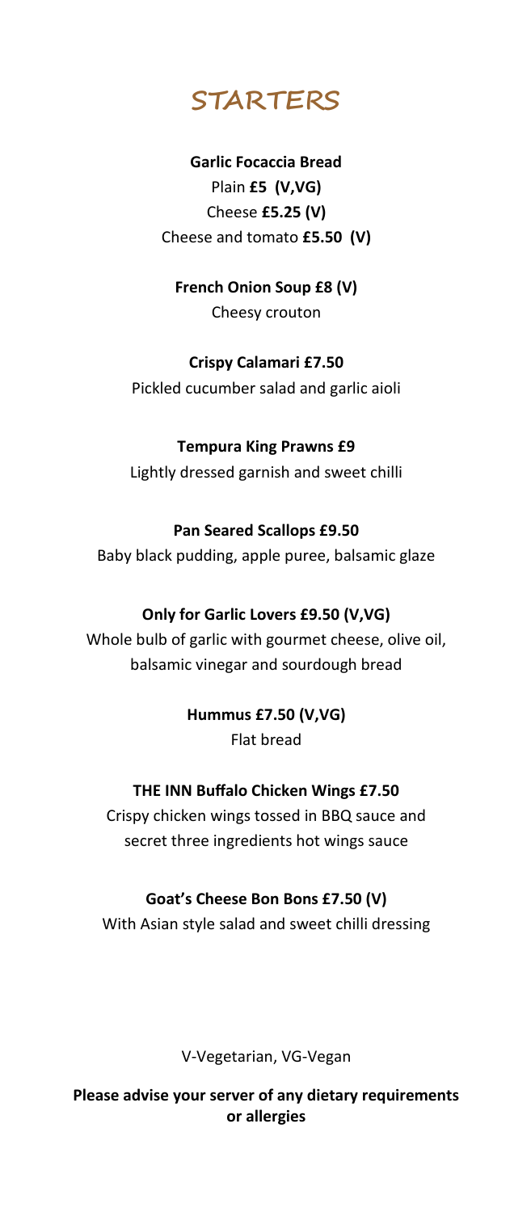# STARTERS

**Garlic Focaccia Bread**
Plain **£5 (V,VG)**
Cheese **£5.25 (V)**
Cheese and tomato **£5.50 (V)**

**French Onion Soup £8 (V)**
Cheesy crouton

**Crispy Calamari £7.50**
Pickled cucumber salad and garlic aioli

**Tempura King Prawns £9**
Lightly dressed garnish and sweet chilli

**Pan Seared Scallops £9.50**
Baby black pudding, apple puree, balsamic glaze

**Only for Garlic Lovers £9.50 (V,VG)**
Whole bulb of garlic with gourmet cheese, olive oil, balsamic vinegar and sourdough bread

**Hummus £7.50 (V,VG)**
Flat bread

**THE INN Buffalo Chicken Wings £7.50**
Crispy chicken wings tossed in BBQ sauce and secret three ingredients hot wings sauce

**Goat's Cheese Bon Bons £7.50 (V)**
With Asian style salad and sweet chilli dressing

V-Vegetarian, VG-Vegan

**Please advise your server of any dietary requirements or allergies**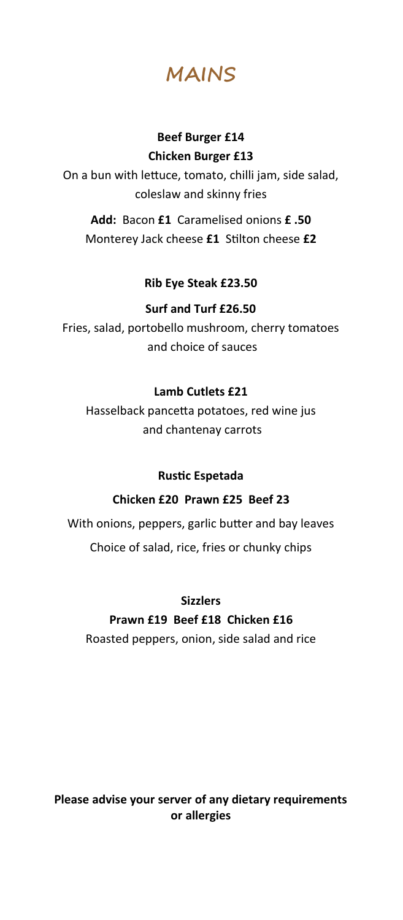# MAINS

**Beef Burger £14**
**Chicken Burger £13**

On a bun with lettuce, tomato, chilli jam, side salad, coleslaw and skinny fries

**Add:** Bacon **£1** Caramelised onions **£ .50**
Monterey Jack cheese **£1** Stilton cheese **£2**

**Rib Eye Steak £23.50**

**Surf and Turf £26.50**

Fries, salad, portobello mushroom, cherry tomatoes and choice of sauces

**Lamb Cutlets £21**

Hasselback pancetta potatoes, red wine jus and chantenay carrots

**Rustic Espetada**

**Chicken £20 Prawn £25 Beef 23**

With onions, peppers, garlic butter and bay leaves

Choice of salad, rice, fries or chunky chips

**Sizzlers**

**Prawn £19 Beef £18 Chicken £16**

Roasted peppers, onion, side salad and rice

**Please advise your server of any dietary requirements or allergies**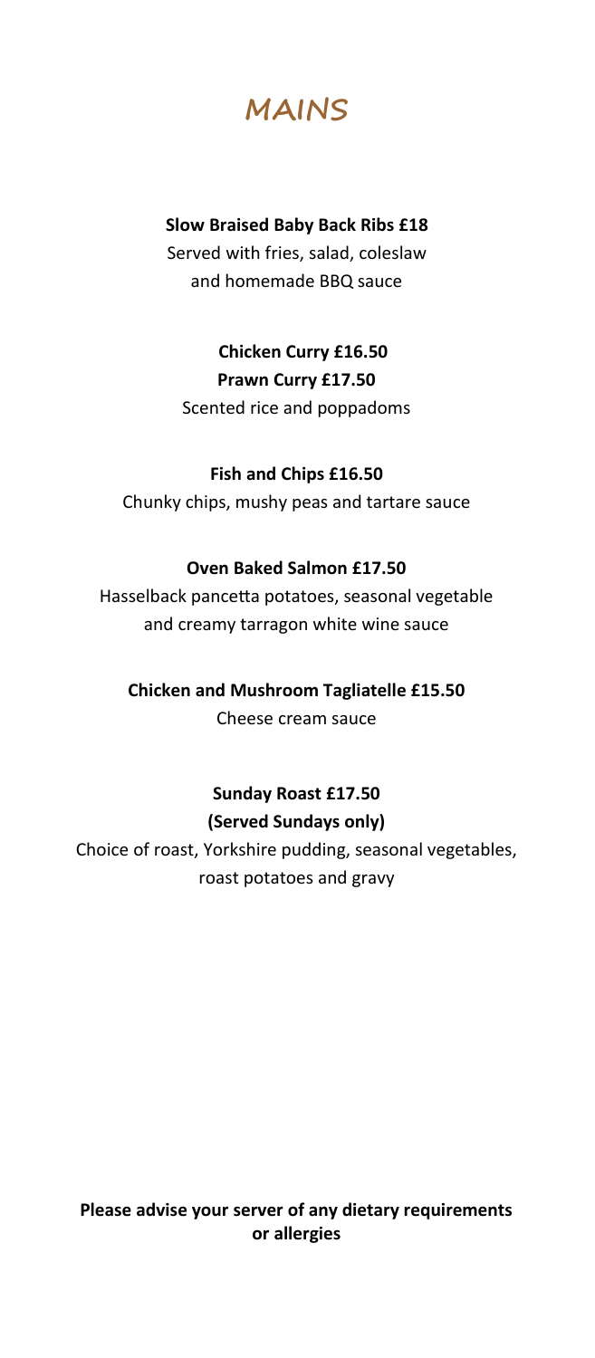# MAINS

**Slow Braised Baby Back Ribs £18**

Served with fries, salad, coleslaw and homemade BBQ sauce

**Chicken Curry £16.50**

**Prawn Curry £17.50**

Scented rice and poppadoms

**Fish and Chips £16.50**

Chunky chips, mushy peas and tartare sauce

**Oven Baked Salmon £17.50**

Hasselback pancetta potatoes, seasonal vegetable and creamy tarragon white wine sauce

**Chicken and Mushroom Tagliatelle £15.50**

Cheese cream sauce

**Sunday Roast £17.50**

**(Served Sundays only)**

Choice of roast, Yorkshire pudding, seasonal vegetables, roast potatoes and gravy

**Please advise your server of any dietary requirements or allergies**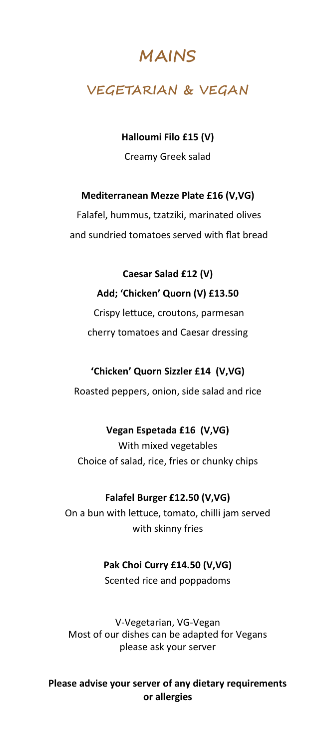# MAINS

## VEGETARIAN & VEGAN

**Halloumi Filo £15 (V)**

Creamy Greek salad

**Mediterranean Mezze Plate £16 (V,VG)**

Falafel, hummus, tzatziki, marinated olives and sundried tomatoes served with flat bread

**Caesar Salad £12 (V)**

**Add; 'Chicken' Quorn (V) £13.50**

Crispy lettuce, croutons, parmesan cherry tomatoes and Caesar dressing

**'Chicken' Quorn Sizzler £14 (V,VG)**

Roasted peppers, onion, side salad and rice

**Vegan Espetada £16 (V,VG)**

With mixed vegetables
Choice of salad, rice, fries or chunky chips

**Falafel Burger £12.50 (V,VG)**

On a bun with lettuce, tomato, chilli jam served with skinny fries

**Pak Choi Curry £14.50 (V,VG)**

Scented rice and poppadoms

V-Vegetarian, VG-Vegan
Most of our dishes can be adapted for Vegans please ask your server

**Please advise your server of any dietary requirements or allergies**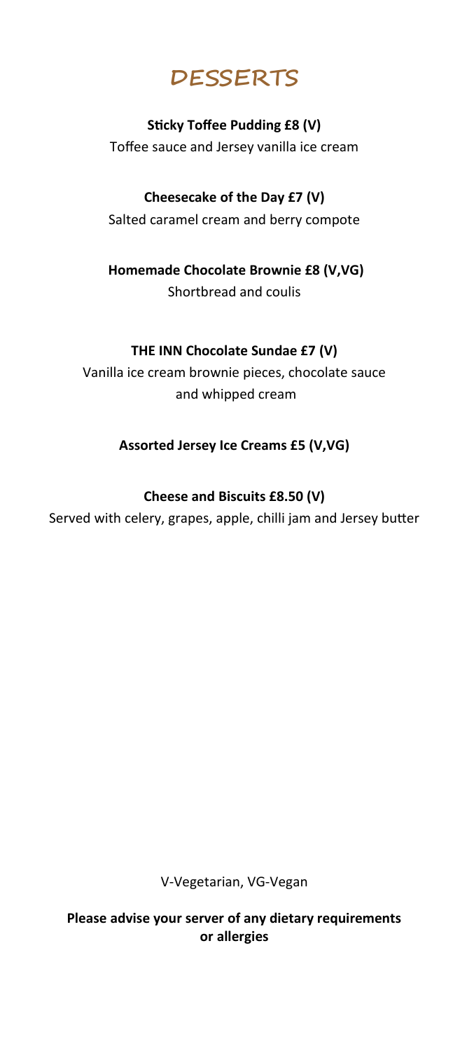# DESSERTS

**Sticky Toffee Pudding £8 (V)**
Toffee sauce and Jersey vanilla ice cream

**Cheesecake of the Day £7 (V)**
Salted caramel cream and berry compote

**Homemade Chocolate Brownie £8 (V,VG)**
Shortbread and coulis

**THE INN Chocolate Sundae £7 (V)**
Vanilla ice cream brownie pieces, chocolate sauce and whipped cream

**Assorted Jersey Ice Creams £5 (V,VG)**

**Cheese and Biscuits £8.50 (V)**
Served with celery, grapes, apple, chilli jam and Jersey butter

V-Vegetarian, VG-Vegan

**Please advise your server of any dietary requirements or allergies**